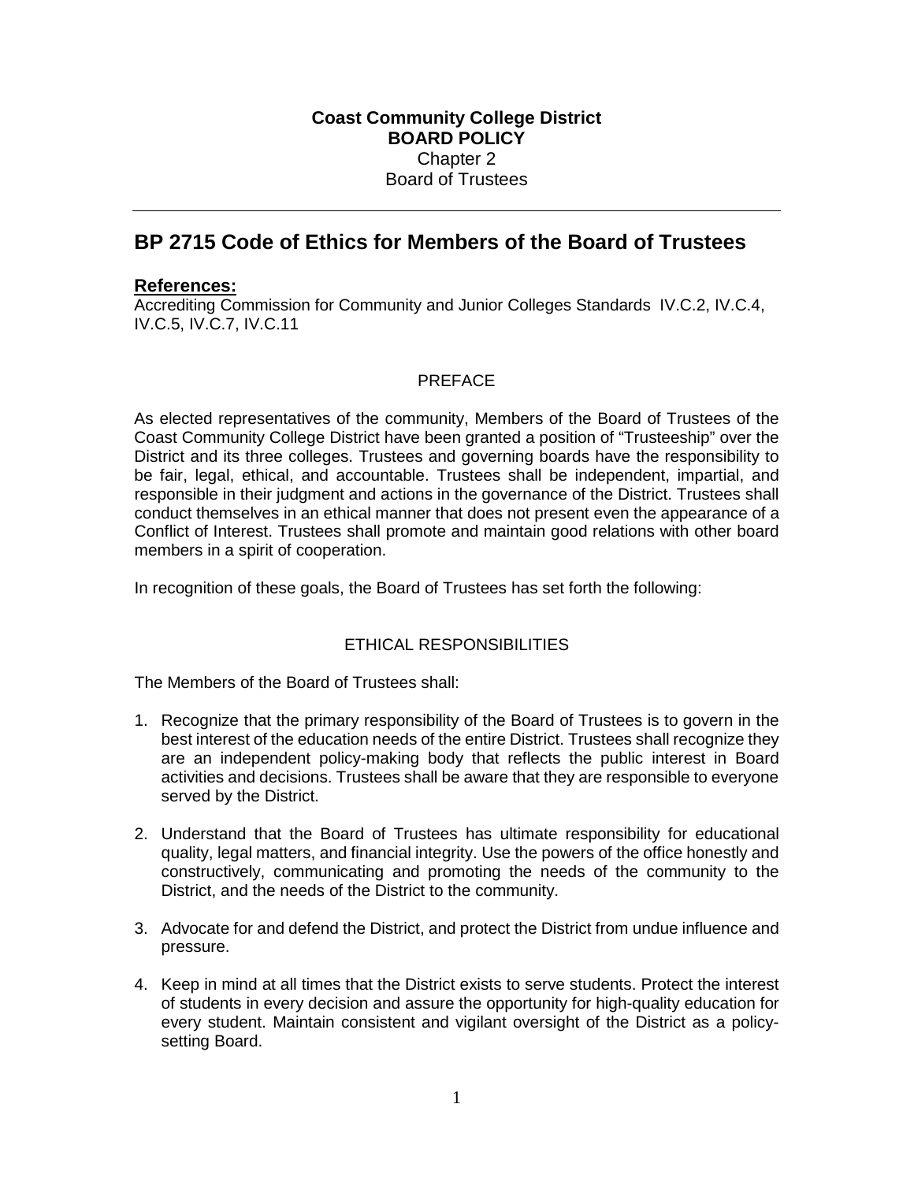**Coast Community College District**
**BOARD POLICY**
Chapter 2
Board of Trustees

---

# BP 2715 Code of Ethics for Members of the Board of Trustees

**References:**
Accrediting Commission for Community and Junior Colleges Standards IV.C.2, IV.C.4, IV.C.5, IV.C.7, IV.C.11

## PREFACE

As elected representatives of the community, Members of the Board of Trustees of the Coast Community College District have been granted a position of "Trusteeship" over the District and its three colleges. Trustees and governing boards have the responsibility to be fair, legal, ethical, and accountable. Trustees shall be independent, impartial, and responsible in their judgment and actions in the governance of the District. Trustees shall conduct themselves in an ethical manner that does not present even the appearance of a Conflict of Interest. Trustees shall promote and maintain good relations with other board members in a spirit of cooperation.

In recognition of these goals, the Board of Trustees has set forth the following:

## ETHICAL RESPONSIBILITIES

The Members of the Board of Trustees shall:

1. Recognize that the primary responsibility of the Board of Trustees is to govern in the best interest of the education needs of the entire District. Trustees shall recognize they are an independent policy-making body that reflects the public interest in Board activities and decisions. Trustees shall be aware that they are responsible to everyone served by the District.

2. Understand that the Board of Trustees has ultimate responsibility for educational quality, legal matters, and financial integrity. Use the powers of the office honestly and constructively, communicating and promoting the needs of the community to the District, and the needs of the District to the community.

3. Advocate for and defend the District, and protect the District from undue influence and pressure.

4. Keep in mind at all times that the District exists to serve students. Protect the interest of students in every decision and assure the opportunity for high-quality education for every student. Maintain consistent and vigilant oversight of the District as a policy-setting Board.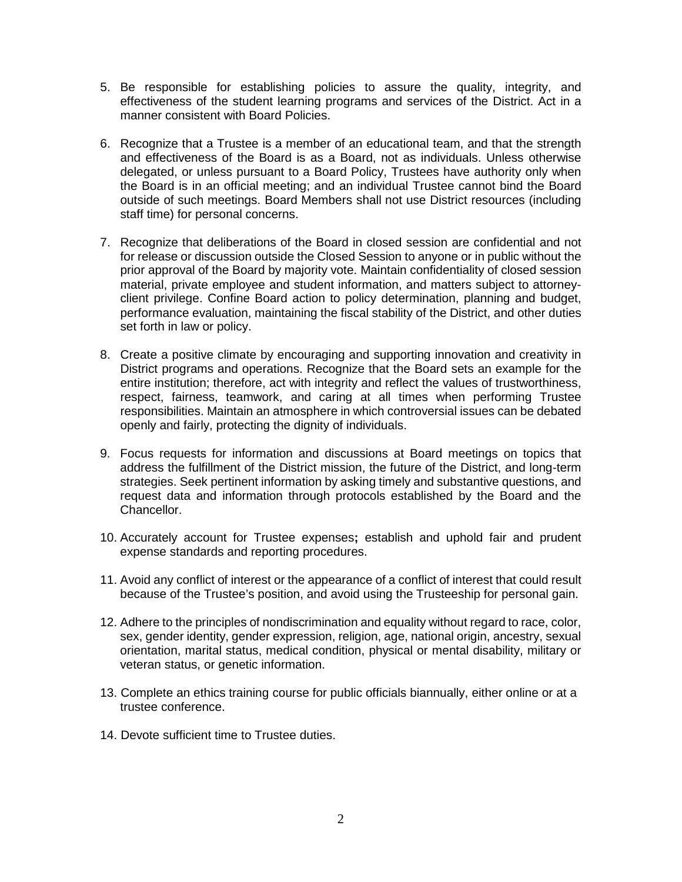5. Be responsible for establishing policies to assure the quality, integrity, and effectiveness of the student learning programs and services of the District. Act in a manner consistent with Board Policies.

6. Recognize that a Trustee is a member of an educational team, and that the strength and effectiveness of the Board is as a Board, not as individuals. Unless otherwise delegated, or unless pursuant to a Board Policy, Trustees have authority only when the Board is in an official meeting; and an individual Trustee cannot bind the Board outside of such meetings. Board Members shall not use District resources (including staff time) for personal concerns.

7. Recognize that deliberations of the Board in closed session are confidential and not for release or discussion outside the Closed Session to anyone or in public without the prior approval of the Board by majority vote. Maintain confidentiality of closed session material, private employee and student information, and matters subject to attorney-client privilege. Confine Board action to policy determination, planning and budget, performance evaluation, maintaining the fiscal stability of the District, and other duties set forth in law or policy.

8. Create a positive climate by encouraging and supporting innovation and creativity in District programs and operations. Recognize that the Board sets an example for the entire institution; therefore, act with integrity and reflect the values of trustworthiness, respect, fairness, teamwork, and caring at all times when performing Trustee responsibilities. Maintain an atmosphere in which controversial issues can be debated openly and fairly, protecting the dignity of individuals.

9. Focus requests for information and discussions at Board meetings on topics that address the fulfillment of the District mission, the future of the District, and long-term strategies. Seek pertinent information by asking timely and substantive questions, and request data and information through protocols established by the Board and the Chancellor.

10. Accurately account for Trustee expenses**;** establish and uphold fair and prudent expense standards and reporting procedures.

11. Avoid any conflict of interest or the appearance of a conflict of interest that could result because of the Trustee's position, and avoid using the Trusteeship for personal gain.

12. Adhere to the principles of nondiscrimination and equality without regard to race, color, sex, gender identity, gender expression, religion, age, national origin, ancestry, sexual orientation, marital status, medical condition, physical or mental disability, military or veteran status, or genetic information.

13. Complete an ethics training course for public officials biannually, either online or at a trustee conference.

14. Devote sufficient time to Trustee duties.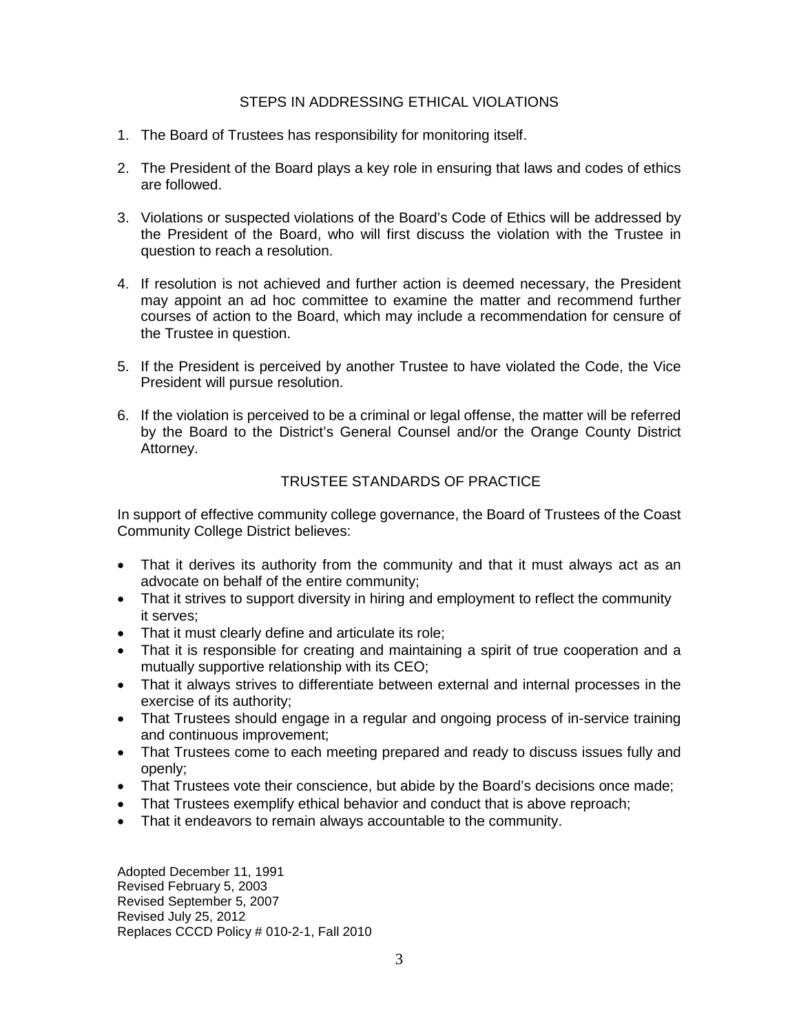## STEPS IN ADDRESSING ETHICAL VIOLATIONS

1. The Board of Trustees has responsibility for monitoring itself.
2. The President of the Board plays a key role in ensuring that laws and codes of ethics are followed.
3. Violations or suspected violations of the Board's Code of Ethics will be addressed by the President of the Board, who will first discuss the violation with the Trustee in question to reach a resolution.
4. If resolution is not achieved and further action is deemed necessary, the President may appoint an ad hoc committee to examine the matter and recommend further courses of action to the Board, which may include a recommendation for censure of the Trustee in question.
5. If the President is perceived by another Trustee to have violated the Code, the Vice President will pursue resolution.
6. If the violation is perceived to be a criminal or legal offense, the matter will be referred by the Board to the District's General Counsel and/or the Orange County District Attorney.

## TRUSTEE STANDARDS OF PRACTICE

In support of effective community college governance, the Board of Trustees of the Coast Community College District believes:

- That it derives its authority from the community and that it must always act as an advocate on behalf of the entire community;
- That it strives to support diversity in hiring and employment to reflect the community it serves;
- That it must clearly define and articulate its role;
- That it is responsible for creating and maintaining a spirit of true cooperation and a mutually supportive relationship with its CEO;
- That it always strives to differentiate between external and internal processes in the exercise of its authority;
- That Trustees should engage in a regular and ongoing process of in-service training and continuous improvement;
- That Trustees come to each meeting prepared and ready to discuss issues fully and openly;
- That Trustees vote their conscience, but abide by the Board's decisions once made;
- That Trustees exemplify ethical behavior and conduct that is above reproach;
- That it endeavors to remain always accountable to the community.

Adopted December 11, 1991
Revised February 5, 2003
Revised September 5, 2007
Revised July 25, 2012
Replaces CCCD Policy # 010-2-1, Fall 2010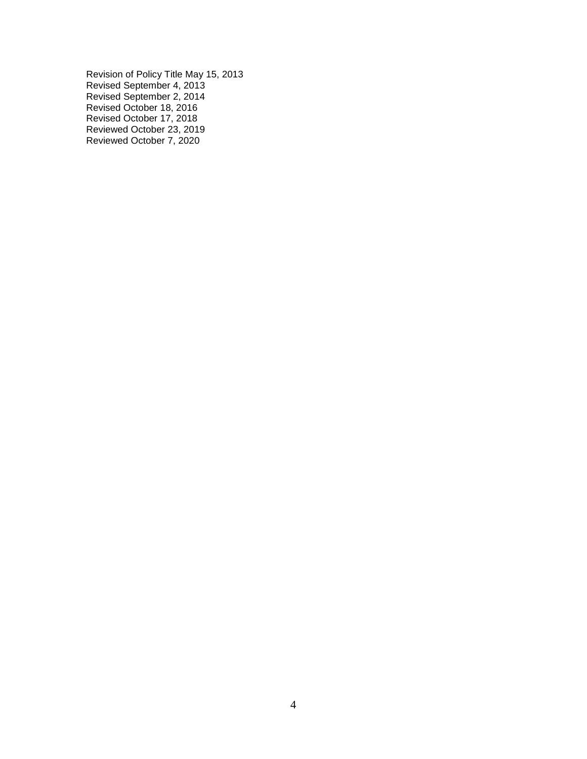Revision of Policy Title May 15, 2013
Revised September 4, 2013
Revised September 2, 2014
Revised October 18, 2016
Revised October 17, 2018
Reviewed October 23, 2019
Reviewed October 7, 2020